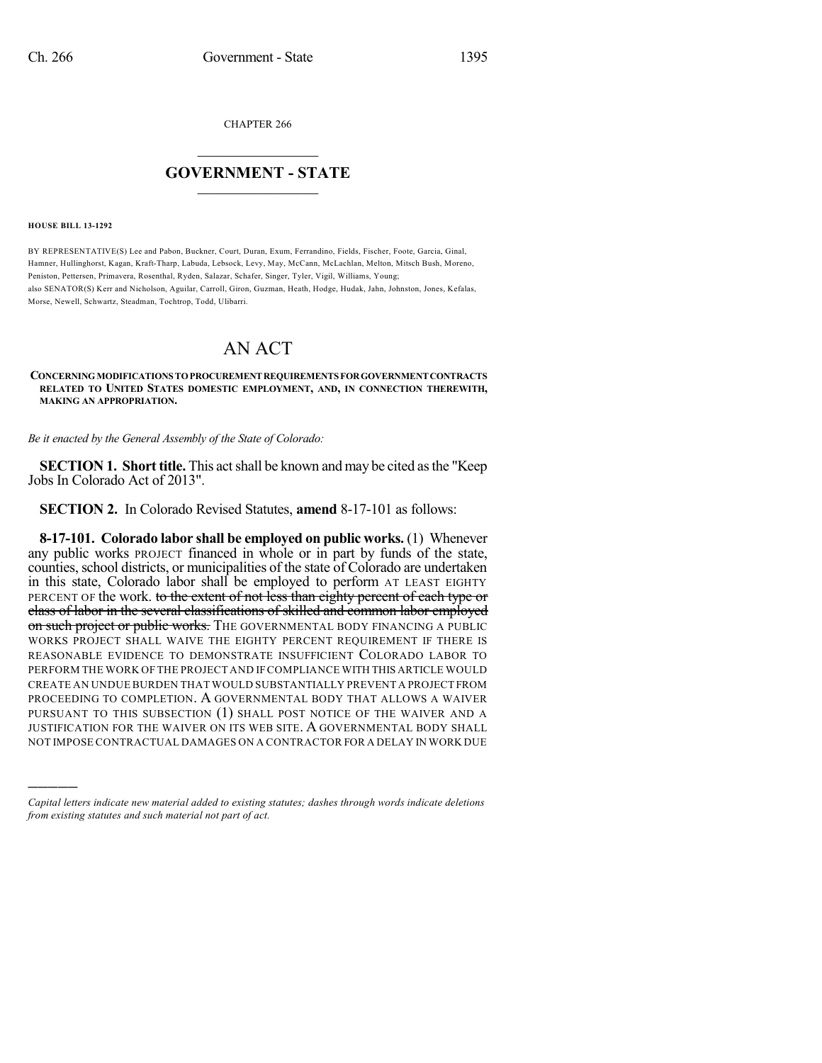CHAPTER 266

## GOVERNMENT - STATE

**HOUSE BILL 13-1292**

BY REPRESENTATIVE(S) Lee and Pabon, Buckner, Court, Duran, Exum, Ferrandino, Fields, Fischer, Foote, Garcia, Ginal, Hamner, Hullinghorst, Kagan, Kraft-Tharp, Labuda, Lebsock, Levy, May, McCann, McLachlan, Melton, Mitsch Bush, Moreno, Peniston, Pettersen, Primavera, Rosenthal, Ryden, Salazar, Schafer, Singer, Tyler, Vigil, Williams, Young;
also SENATOR(S) Kerr and Nicholson, Aguilar, Carroll, Giron, Guzman, Heath, Hodge, Hudak, Jahn, Johnston, Jones, Kefalas, Morse, Newell, Schwartz, Steadman, Tochtrop, Todd, Ulibarri.

# AN ACT

**CONCERNING MODIFICATIONS TO PROCUREMENT REQUIREMENTS FOR GOVERNMENT CONTRACTS RELATED TO UNITED STATES DOMESTIC EMPLOYMENT, AND, IN CONNECTION THEREWITH, MAKING AN APPROPRIATION.**

*Be it enacted by the General Assembly of the State of Colorado:*

**SECTION 1. Short title.** This act shall be known and may be cited as the "Keep Jobs In Colorado Act of 2013".

**SECTION 2.** In Colorado Revised Statutes, **amend** 8-17-101 as follows:

**8-17-101. Colorado labor shall be employed on public works.** (1) Whenever any public works PROJECT financed in whole or in part by funds of the state, counties, school districts, or municipalities of the state of Colorado are undertaken in this state, Colorado labor shall be employed to perform AT LEAST EIGHTY PERCENT OF the work. ~~to the extent of not less than eighty percent of each type or class of labor in the several classifications of skilled and common labor employed on such project or public works.~~ THE GOVERNMENTAL BODY FINANCING A PUBLIC WORKS PROJECT SHALL WAIVE THE EIGHTY PERCENT REQUIREMENT IF THERE IS REASONABLE EVIDENCE TO DEMONSTRATE INSUFFICIENT COLORADO LABOR TO PERFORM THE WORK OF THE PROJECT AND IF COMPLIANCE WITH THIS ARTICLE WOULD CREATE AN UNDUE BURDEN THAT WOULD SUBSTANTIALLY PREVENT A PROJECT FROM PROCEEDING TO COMPLETION. A GOVERNMENTAL BODY THAT ALLOWS A WAIVER PURSUANT TO THIS SUBSECTION (1) SHALL POST NOTICE OF THE WAIVER AND A JUSTIFICATION FOR THE WAIVER ON ITS WEB SITE. A GOVERNMENTAL BODY SHALL NOT IMPOSE CONTRACTUAL DAMAGES ON A CONTRACTOR FOR A DELAY IN WORK DUE

---

*Capital letters indicate new material added to existing statutes; dashes through words indicate deletions from existing statutes and such material not part of act.*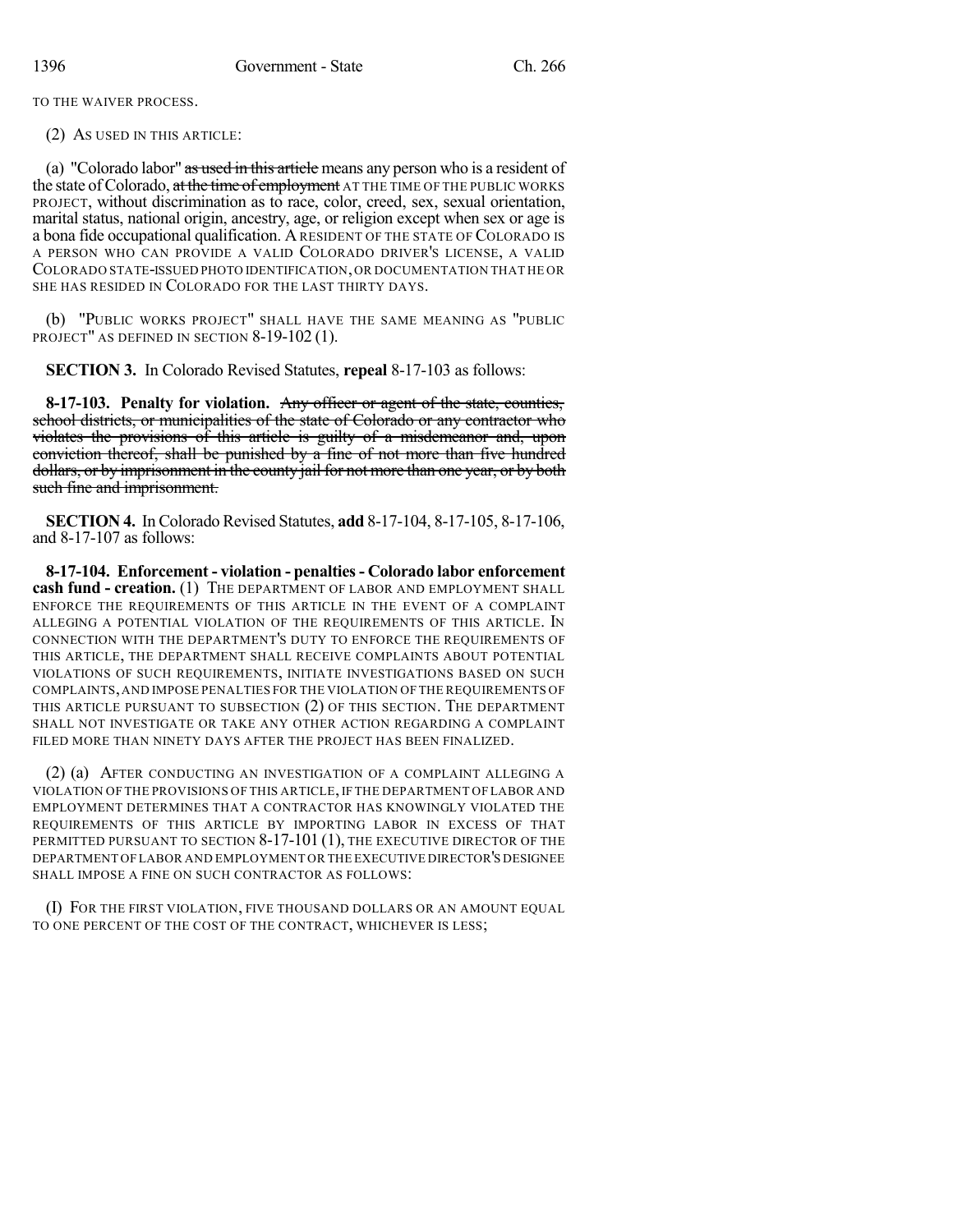TO THE WAIVER PROCESS.

(2) AS USED IN THIS ARTICLE:

(a) "Colorado labor" ~~as used in this article~~ means any person who is a resident of the state of Colorado, ~~at the time of employment~~ AT THE TIME OF THE PUBLIC WORKS PROJECT, without discrimination as to race, color, creed, sex, sexual orientation, marital status, national origin, ancestry, age, or religion except when sex or age is a bona fide occupational qualification. A RESIDENT OF THE STATE OF COLORADO IS A PERSON WHO CAN PROVIDE A VALID COLORADO DRIVER'S LICENSE, A VALID COLORADO STATE-ISSUED PHOTO IDENTIFICATION, OR DOCUMENTATION THAT HE OR SHE HAS RESIDED IN COLORADO FOR THE LAST THIRTY DAYS.

(b) "PUBLIC WORKS PROJECT" SHALL HAVE THE SAME MEANING AS "PUBLIC PROJECT" AS DEFINED IN SECTION 8-19-102 (1).

**SECTION 3.** In Colorado Revised Statutes, **repeal** 8-17-103 as follows:

**8-17-103. Penalty for violation.** ~~Any officer or agent of the state, counties, school districts, or municipalities of the state of Colorado or any contractor who violates the provisions of this article is guilty of a misdemeanor and, upon conviction thereof, shall be punished by a fine of not more than five hundred dollars, or by imprisonment in the county jail for not more than one year, or by both such fine and imprisonment.~~

**SECTION 4.** In Colorado Revised Statutes, **add** 8-17-104, 8-17-105, 8-17-106, and 8-17-107 as follows:

**8-17-104. Enforcement - violation - penalties - Colorado labor enforcement cash fund - creation.** (1) THE DEPARTMENT OF LABOR AND EMPLOYMENT SHALL ENFORCE THE REQUIREMENTS OF THIS ARTICLE IN THE EVENT OF A COMPLAINT ALLEGING A POTENTIAL VIOLATION OF THE REQUIREMENTS OF THIS ARTICLE. IN CONNECTION WITH THE DEPARTMENT'S DUTY TO ENFORCE THE REQUIREMENTS OF THIS ARTICLE, THE DEPARTMENT SHALL RECEIVE COMPLAINTS ABOUT POTENTIAL VIOLATIONS OF SUCH REQUIREMENTS, INITIATE INVESTIGATIONS BASED ON SUCH COMPLAINTS, AND IMPOSE PENALTIES FOR THE VIOLATION OF THE REQUIREMENTS OF THIS ARTICLE PURSUANT TO SUBSECTION (2) OF THIS SECTION. THE DEPARTMENT SHALL NOT INVESTIGATE OR TAKE ANY OTHER ACTION REGARDING A COMPLAINT FILED MORE THAN NINETY DAYS AFTER THE PROJECT HAS BEEN FINALIZED.

(2) (a) AFTER CONDUCTING AN INVESTIGATION OF A COMPLAINT ALLEGING A VIOLATION OF THE PROVISIONS OF THIS ARTICLE, IF THE DEPARTMENT OF LABOR AND EMPLOYMENT DETERMINES THAT A CONTRACTOR HAS KNOWINGLY VIOLATED THE REQUIREMENTS OF THIS ARTICLE BY IMPORTING LABOR IN EXCESS OF THAT PERMITTED PURSUANT TO SECTION 8-17-101 (1), THE EXECUTIVE DIRECTOR OF THE DEPARTMENT OF LABOR AND EMPLOYMENT OR THE EXECUTIVE DIRECTOR'S DESIGNEE SHALL IMPOSE A FINE ON SUCH CONTRACTOR AS FOLLOWS:

(I) FOR THE FIRST VIOLATION, FIVE THOUSAND DOLLARS OR AN AMOUNT EQUAL TO ONE PERCENT OF THE COST OF THE CONTRACT, WHICHEVER IS LESS;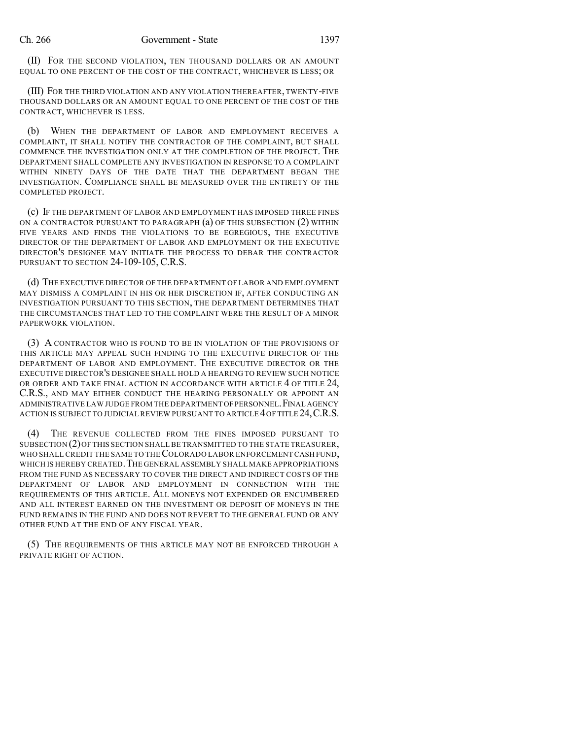(II) FOR THE SECOND VIOLATION, TEN THOUSAND DOLLARS OR AN AMOUNT EQUAL TO ONE PERCENT OF THE COST OF THE CONTRACT, WHICHEVER IS LESS; OR

(III) FOR THE THIRD VIOLATION AND ANY VIOLATION THEREAFTER, TWENTY-FIVE THOUSAND DOLLARS OR AN AMOUNT EQUAL TO ONE PERCENT OF THE COST OF THE CONTRACT, WHICHEVER IS LESS.

(b) WHEN THE DEPARTMENT OF LABOR AND EMPLOYMENT RECEIVES A COMPLAINT, IT SHALL NOTIFY THE CONTRACTOR OF THE COMPLAINT, BUT SHALL COMMENCE THE INVESTIGATION ONLY AT THE COMPLETION OF THE PROJECT. THE DEPARTMENT SHALL COMPLETE ANY INVESTIGATION IN RESPONSE TO A COMPLAINT WITHIN NINETY DAYS OF THE DATE THAT THE DEPARTMENT BEGAN THE INVESTIGATION. COMPLIANCE SHALL BE MEASURED OVER THE ENTIRETY OF THE COMPLETED PROJECT.

(c) IF THE DEPARTMENT OF LABOR AND EMPLOYMENT HAS IMPOSED THREE FINES ON A CONTRACTOR PURSUANT TO PARAGRAPH (a) OF THIS SUBSECTION (2) WITHIN FIVE YEARS AND FINDS THE VIOLATIONS TO BE EGREGIOUS, THE EXECUTIVE DIRECTOR OF THE DEPARTMENT OF LABOR AND EMPLOYMENT OR THE EXECUTIVE DIRECTOR'S DESIGNEE MAY INITIATE THE PROCESS TO DEBAR THE CONTRACTOR PURSUANT TO SECTION 24-109-105, C.R.S.

(d) THE EXECUTIVE DIRECTOR OF THE DEPARTMENT OF LABOR AND EMPLOYMENT MAY DISMISS A COMPLAINT IN HIS OR HER DISCRETION IF, AFTER CONDUCTING AN INVESTIGATION PURSUANT TO THIS SECTION, THE DEPARTMENT DETERMINES THAT THE CIRCUMSTANCES THAT LED TO THE COMPLAINT WERE THE RESULT OF A MINOR PAPERWORK VIOLATION.

(3) A CONTRACTOR WHO IS FOUND TO BE IN VIOLATION OF THE PROVISIONS OF THIS ARTICLE MAY APPEAL SUCH FINDING TO THE EXECUTIVE DIRECTOR OF THE DEPARTMENT OF LABOR AND EMPLOYMENT. THE EXECUTIVE DIRECTOR OR THE EXECUTIVE DIRECTOR'S DESIGNEE SHALL HOLD A HEARING TO REVIEW SUCH NOTICE OR ORDER AND TAKE FINAL ACTION IN ACCORDANCE WITH ARTICLE 4 OF TITLE 24, C.R.S., AND MAY EITHER CONDUCT THE HEARING PERSONALLY OR APPOINT AN ADMINISTRATIVE LAW JUDGE FROM THE DEPARTMENT OF PERSONNEL. FINAL AGENCY ACTION IS SUBJECT TO JUDICIAL REVIEW PURSUANT TO ARTICLE 4 OF TITLE 24, C.R.S.

(4) THE REVENUE COLLECTED FROM THE FINES IMPOSED PURSUANT TO SUBSECTION (2) OF THIS SECTION SHALL BE TRANSMITTED TO THE STATE TREASURER, WHO SHALL CREDIT THE SAME TO THE COLORADO LABOR ENFORCEMENT CASH FUND, WHICH IS HEREBY CREATED. THE GENERAL ASSEMBLY SHALL MAKE APPROPRIATIONS FROM THE FUND AS NECESSARY TO COVER THE DIRECT AND INDIRECT COSTS OF THE DEPARTMENT OF LABOR AND EMPLOYMENT IN CONNECTION WITH THE REQUIREMENTS OF THIS ARTICLE. ALL MONEYS NOT EXPENDED OR ENCUMBERED AND ALL INTEREST EARNED ON THE INVESTMENT OR DEPOSIT OF MONEYS IN THE FUND REMAINS IN THE FUND AND DOES NOT REVERT TO THE GENERAL FUND OR ANY OTHER FUND AT THE END OF ANY FISCAL YEAR.

(5) THE REQUIREMENTS OF THIS ARTICLE MAY NOT BE ENFORCED THROUGH A PRIVATE RIGHT OF ACTION.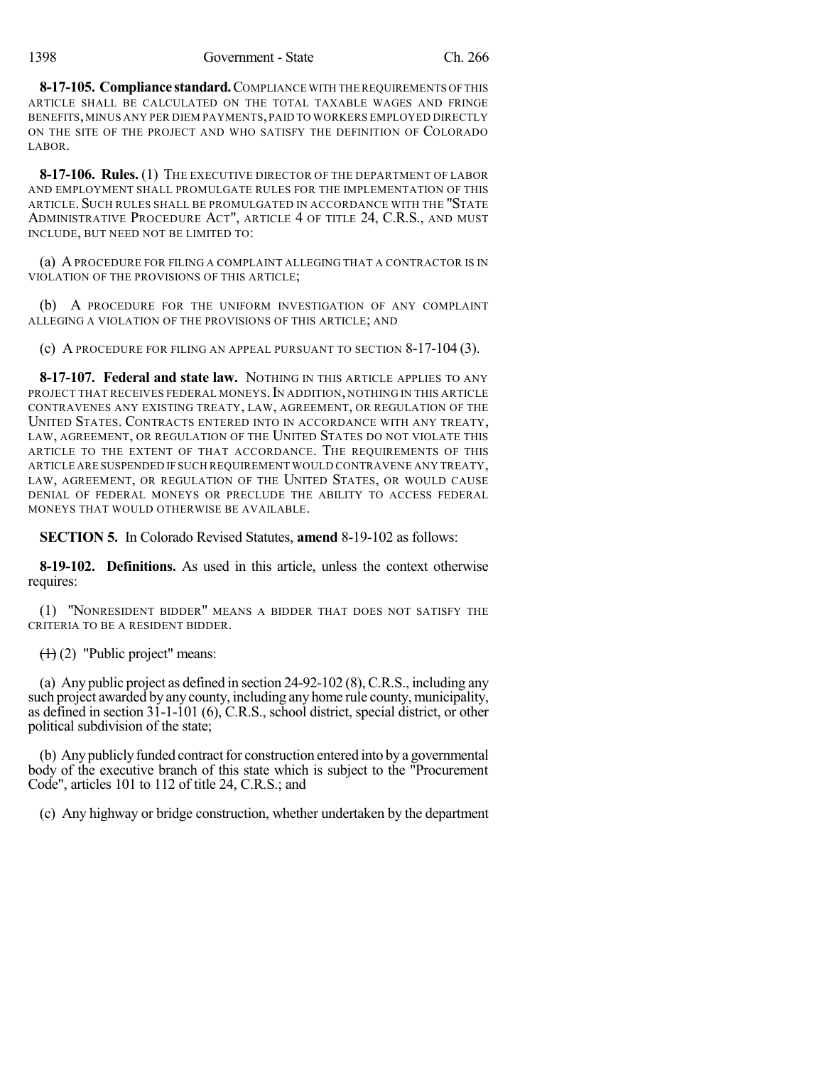**8-17-105. Compliance standard.** COMPLIANCE WITH THE REQUIREMENTS OF THIS ARTICLE SHALL BE CALCULATED ON THE TOTAL TAXABLE WAGES AND FRINGE BENEFITS, MINUS ANY PER DIEM PAYMENTS, PAID TO WORKERS EMPLOYED DIRECTLY ON THE SITE OF THE PROJECT AND WHO SATISFY THE DEFINITION OF COLORADO LABOR.

**8-17-106. Rules.** (1) THE EXECUTIVE DIRECTOR OF THE DEPARTMENT OF LABOR AND EMPLOYMENT SHALL PROMULGATE RULES FOR THE IMPLEMENTATION OF THIS ARTICLE. SUCH RULES SHALL BE PROMULGATED IN ACCORDANCE WITH THE "STATE ADMINISTRATIVE PROCEDURE ACT", ARTICLE 4 OF TITLE 24, C.R.S., AND MUST INCLUDE, BUT NEED NOT BE LIMITED TO:

(a) A PROCEDURE FOR FILING A COMPLAINT ALLEGING THAT A CONTRACTOR IS IN VIOLATION OF THE PROVISIONS OF THIS ARTICLE;

(b) A PROCEDURE FOR THE UNIFORM INVESTIGATION OF ANY COMPLAINT ALLEGING A VIOLATION OF THE PROVISIONS OF THIS ARTICLE; AND

(c) A PROCEDURE FOR FILING AN APPEAL PURSUANT TO SECTION 8-17-104 (3).

**8-17-107. Federal and state law.** NOTHING IN THIS ARTICLE APPLIES TO ANY PROJECT THAT RECEIVES FEDERAL MONEYS. IN ADDITION, NOTHING IN THIS ARTICLE CONTRAVENES ANY EXISTING TREATY, LAW, AGREEMENT, OR REGULATION OF THE UNITED STATES. CONTRACTS ENTERED INTO IN ACCORDANCE WITH ANY TREATY, LAW, AGREEMENT, OR REGULATION OF THE UNITED STATES DO NOT VIOLATE THIS ARTICLE TO THE EXTENT OF THAT ACCORDANCE. THE REQUIREMENTS OF THIS ARTICLE ARE SUSPENDED IF SUCH REQUIREMENT WOULD CONTRAVENE ANY TREATY, LAW, AGREEMENT, OR REGULATION OF THE UNITED STATES, OR WOULD CAUSE DENIAL OF FEDERAL MONEYS OR PRECLUDE THE ABILITY TO ACCESS FEDERAL MONEYS THAT WOULD OTHERWISE BE AVAILABLE.

**SECTION 5.** In Colorado Revised Statutes, **amend** 8-19-102 as follows:

**8-19-102. Definitions.** As used in this article, unless the context otherwise requires:

(1) "NONRESIDENT BIDDER" MEANS A BIDDER THAT DOES NOT SATISFY THE CRITERIA TO BE A RESIDENT BIDDER.

~~(1)~~ (2) "Public project" means:

(a) Any public project as defined in section 24-92-102 (8), C.R.S., including any such project awarded by any county, including any home rule county, municipality, as defined in section 31-1-101 (6), C.R.S., school district, special district, or other political subdivision of the state;

(b) Any publicly funded contract for construction entered into by a governmental body of the executive branch of this state which is subject to the "Procurement Code", articles 101 to 112 of title 24, C.R.S.; and

(c) Any highway or bridge construction, whether undertaken by the department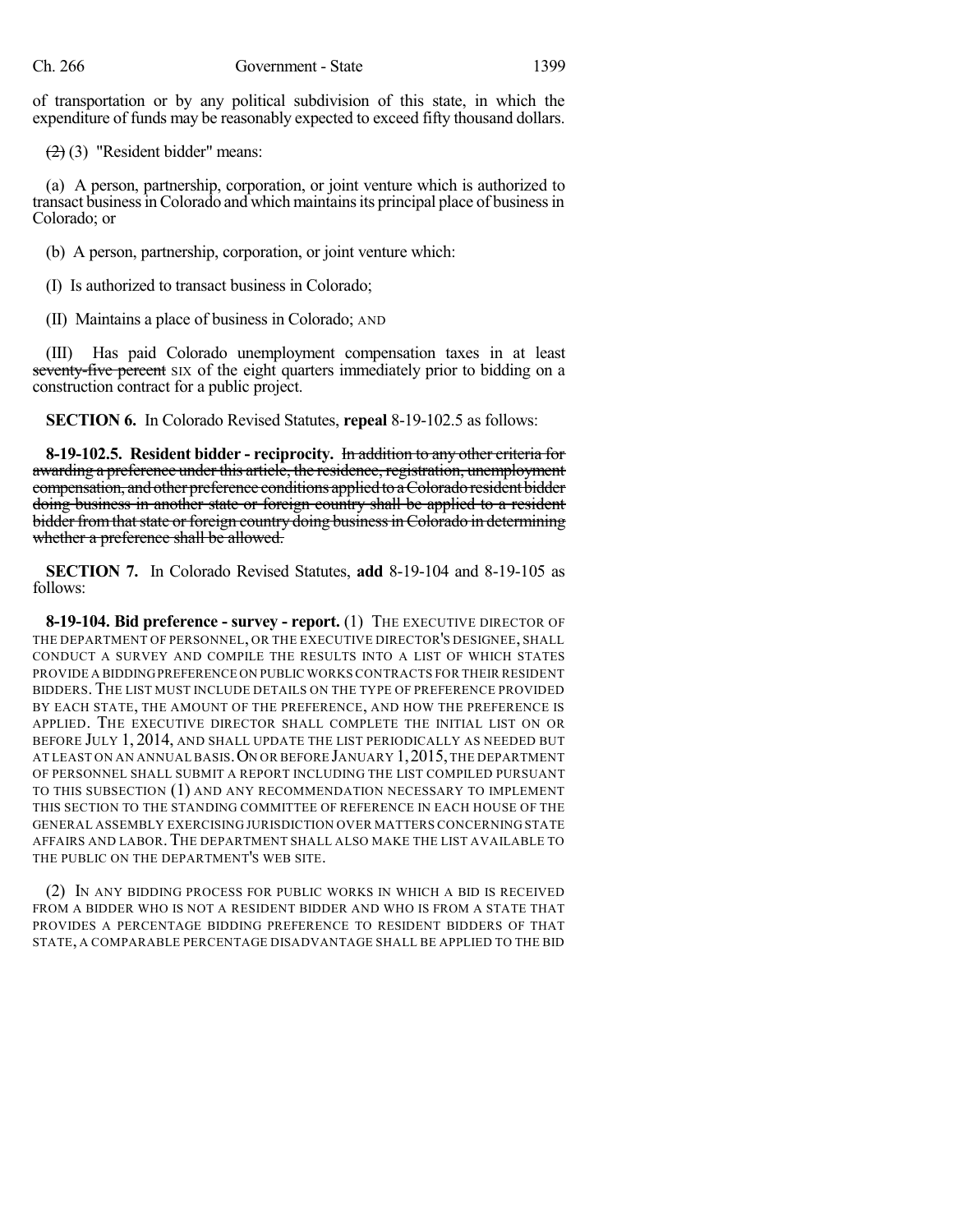of transportation or by any political subdivision of this state, in which the expenditure of funds may be reasonably expected to exceed fifty thousand dollars.

~~(2)~~ (3) "Resident bidder" means:

(a) A person, partnership, corporation, or joint venture which is authorized to transact business in Colorado and which maintains its principal place of business in Colorado; or

(b) A person, partnership, corporation, or joint venture which:

(I) Is authorized to transact business in Colorado;

(II) Maintains a place of business in Colorado; AND

(III) Has paid Colorado unemployment compensation taxes in at least ~~seventy-five percent~~ SIX of the eight quarters immediately prior to bidding on a construction contract for a public project.

**SECTION 6.** In Colorado Revised Statutes, **repeal** 8-19-102.5 as follows:

**8-19-102.5. Resident bidder - reciprocity.** ~~In addition to any other criteria for awarding a preference under this article, the residence, registration, unemployment compensation, and other preference conditions applied to a Colorado resident bidder doing business in another state or foreign country shall be applied to a resident bidder from that state or foreign country doing business in Colorado in determining whether a preference shall be allowed.~~

**SECTION 7.** In Colorado Revised Statutes, **add** 8-19-104 and 8-19-105 as follows:

**8-19-104. Bid preference - survey - report.** (1) THE EXECUTIVE DIRECTOR OF THE DEPARTMENT OF PERSONNEL, OR THE EXECUTIVE DIRECTOR'S DESIGNEE, SHALL CONDUCT A SURVEY AND COMPILE THE RESULTS INTO A LIST OF WHICH STATES PROVIDE A BIDDING PREFERENCE ON PUBLIC WORKS CONTRACTS FOR THEIR RESIDENT BIDDERS. THE LIST MUST INCLUDE DETAILS ON THE TYPE OF PREFERENCE PROVIDED BY EACH STATE, THE AMOUNT OF THE PREFERENCE, AND HOW THE PREFERENCE IS APPLIED. THE EXECUTIVE DIRECTOR SHALL COMPLETE THE INITIAL LIST ON OR BEFORE JULY 1, 2014, AND SHALL UPDATE THE LIST PERIODICALLY AS NEEDED BUT AT LEAST ON AN ANNUAL BASIS. ON OR BEFORE JANUARY 1, 2015, THE DEPARTMENT OF PERSONNEL SHALL SUBMIT A REPORT INCLUDING THE LIST COMPILED PURSUANT TO THIS SUBSECTION (1) AND ANY RECOMMENDATION NECESSARY TO IMPLEMENT THIS SECTION TO THE STANDING COMMITTEE OF REFERENCE IN EACH HOUSE OF THE GENERAL ASSEMBLY EXERCISING JURISDICTION OVER MATTERS CONCERNING STATE AFFAIRS AND LABOR. THE DEPARTMENT SHALL ALSO MAKE THE LIST AVAILABLE TO THE PUBLIC ON THE DEPARTMENT'S WEB SITE.

(2) IN ANY BIDDING PROCESS FOR PUBLIC WORKS IN WHICH A BID IS RECEIVED FROM A BIDDER WHO IS NOT A RESIDENT BIDDER AND WHO IS FROM A STATE THAT PROVIDES A PERCENTAGE BIDDING PREFERENCE TO RESIDENT BIDDERS OF THAT STATE, A COMPARABLE PERCENTAGE DISADVANTAGE SHALL BE APPLIED TO THE BID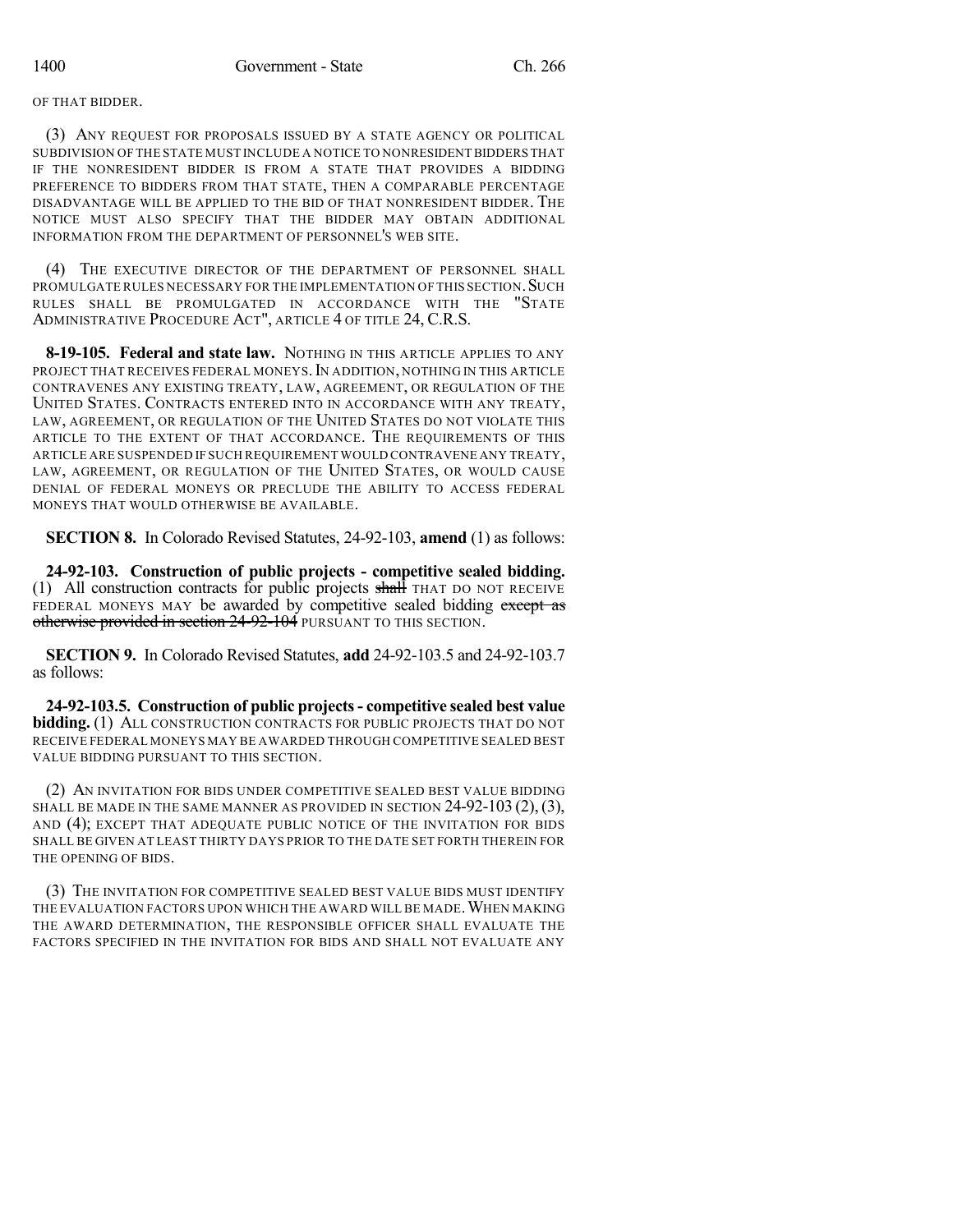OF THAT BIDDER.

(3) ANY REQUEST FOR PROPOSALS ISSUED BY A STATE AGENCY OR POLITICAL SUBDIVISION OF THE STATE MUST INCLUDE A NOTICE TO NONRESIDENT BIDDERS THAT IF THE NONRESIDENT BIDDER IS FROM A STATE THAT PROVIDES A BIDDING PREFERENCE TO BIDDERS FROM THAT STATE, THEN A COMPARABLE PERCENTAGE DISADVANTAGE WILL BE APPLIED TO THE BID OF THAT NONRESIDENT BIDDER. THE NOTICE MUST ALSO SPECIFY THAT THE BIDDER MAY OBTAIN ADDITIONAL INFORMATION FROM THE DEPARTMENT OF PERSONNEL'S WEB SITE.

(4) THE EXECUTIVE DIRECTOR OF THE DEPARTMENT OF PERSONNEL SHALL PROMULGATE RULES NECESSARY FOR THE IMPLEMENTATION OF THIS SECTION. SUCH RULES SHALL BE PROMULGATED IN ACCORDANCE WITH THE "STATE ADMINISTRATIVE PROCEDURE ACT", ARTICLE 4 OF TITLE 24, C.R.S.

**8-19-105. Federal and state law.** NOTHING IN THIS ARTICLE APPLIES TO ANY PROJECT THAT RECEIVES FEDERAL MONEYS. IN ADDITION, NOTHING IN THIS ARTICLE CONTRAVENES ANY EXISTING TREATY, LAW, AGREEMENT, OR REGULATION OF THE UNITED STATES. CONTRACTS ENTERED INTO IN ACCORDANCE WITH ANY TREATY, LAW, AGREEMENT, OR REGULATION OF THE UNITED STATES DO NOT VIOLATE THIS ARTICLE TO THE EXTENT OF THAT ACCORDANCE. THE REQUIREMENTS OF THIS ARTICLE ARE SUSPENDED IF SUCH REQUIREMENT WOULD CONTRAVENE ANY TREATY, LAW, AGREEMENT, OR REGULATION OF THE UNITED STATES, OR WOULD CAUSE DENIAL OF FEDERAL MONEYS OR PRECLUDE THE ABILITY TO ACCESS FEDERAL MONEYS THAT WOULD OTHERWISE BE AVAILABLE.

**SECTION 8.** In Colorado Revised Statutes, 24-92-103, **amend** (1) as follows:

**24-92-103. Construction of public projects - competitive sealed bidding.** (1) All construction contracts for public projects ~~shall~~ THAT DO NOT RECEIVE FEDERAL MONEYS MAY be awarded by competitive sealed bidding ~~except as otherwise provided in section 24-92-104~~ PURSUANT TO THIS SECTION.

**SECTION 9.** In Colorado Revised Statutes, **add** 24-92-103.5 and 24-92-103.7 as follows:

**24-92-103.5. Construction of public projects - competitive sealed best value bidding.** (1) ALL CONSTRUCTION CONTRACTS FOR PUBLIC PROJECTS THAT DO NOT RECEIVE FEDERAL MONEYS MAY BE AWARDED THROUGH COMPETITIVE SEALED BEST VALUE BIDDING PURSUANT TO THIS SECTION.

(2) AN INVITATION FOR BIDS UNDER COMPETITIVE SEALED BEST VALUE BIDDING SHALL BE MADE IN THE SAME MANNER AS PROVIDED IN SECTION 24-92-103 (2), (3), AND (4); EXCEPT THAT ADEQUATE PUBLIC NOTICE OF THE INVITATION FOR BIDS SHALL BE GIVEN AT LEAST THIRTY DAYS PRIOR TO THE DATE SET FORTH THEREIN FOR THE OPENING OF BIDS.

(3) THE INVITATION FOR COMPETITIVE SEALED BEST VALUE BIDS MUST IDENTIFY THE EVALUATION FACTORS UPON WHICH THE AWARD WILL BE MADE. WHEN MAKING THE AWARD DETERMINATION, THE RESPONSIBLE OFFICER SHALL EVALUATE THE FACTORS SPECIFIED IN THE INVITATION FOR BIDS AND SHALL NOT EVALUATE ANY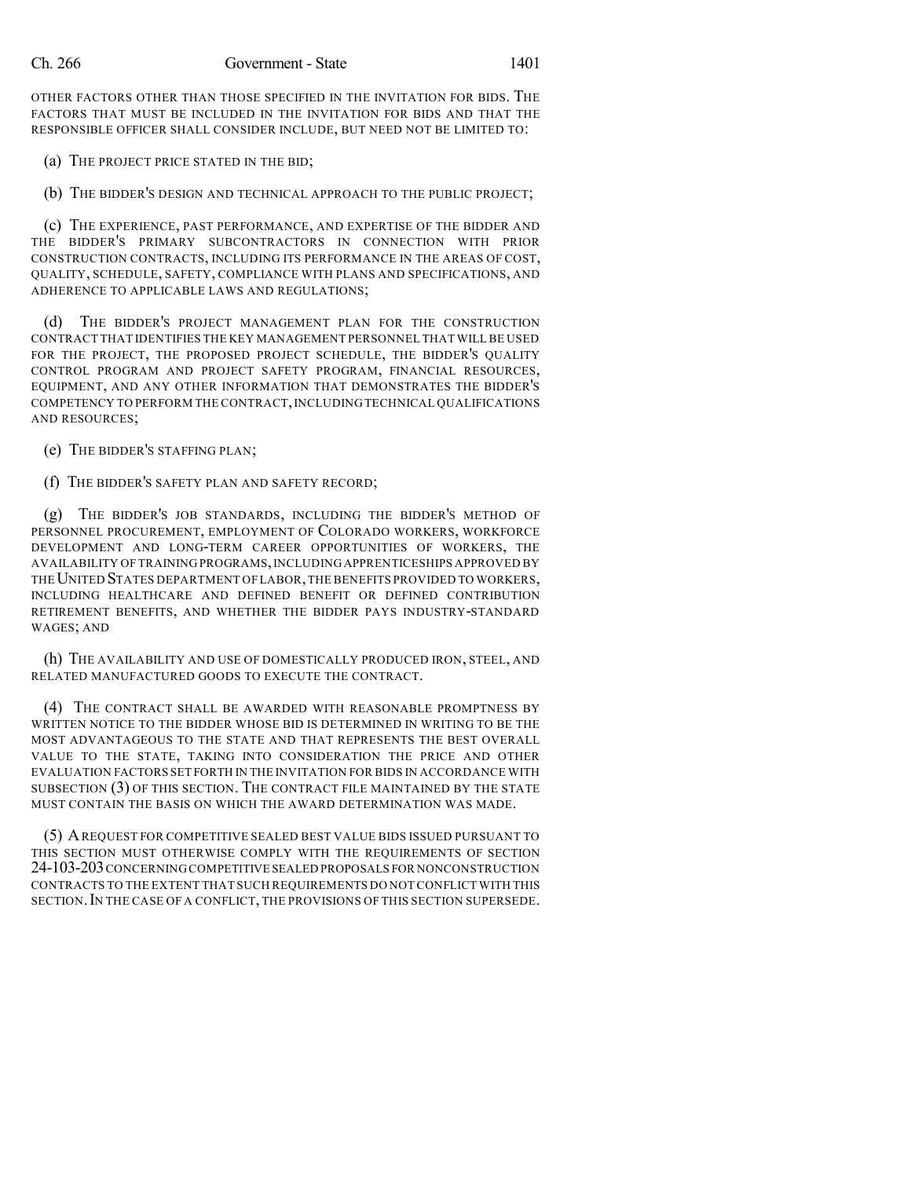OTHER FACTORS OTHER THAN THOSE SPECIFIED IN THE INVITATION FOR BIDS. THE FACTORS THAT MUST BE INCLUDED IN THE INVITATION FOR BIDS AND THAT THE RESPONSIBLE OFFICER SHALL CONSIDER INCLUDE, BUT NEED NOT BE LIMITED TO:

(a) THE PROJECT PRICE STATED IN THE BID;

(b) THE BIDDER'S DESIGN AND TECHNICAL APPROACH TO THE PUBLIC PROJECT;

(c) THE EXPERIENCE, PAST PERFORMANCE, AND EXPERTISE OF THE BIDDER AND THE BIDDER'S PRIMARY SUBCONTRACTORS IN CONNECTION WITH PRIOR CONSTRUCTION CONTRACTS, INCLUDING ITS PERFORMANCE IN THE AREAS OF COST, QUALITY, SCHEDULE, SAFETY, COMPLIANCE WITH PLANS AND SPECIFICATIONS, AND ADHERENCE TO APPLICABLE LAWS AND REGULATIONS;

(d) THE BIDDER'S PROJECT MANAGEMENT PLAN FOR THE CONSTRUCTION CONTRACT THAT IDENTIFIES THE KEY MANAGEMENT PERSONNEL THAT WILL BE USED FOR THE PROJECT, THE PROPOSED PROJECT SCHEDULE, THE BIDDER'S QUALITY CONTROL PROGRAM AND PROJECT SAFETY PROGRAM, FINANCIAL RESOURCES, EQUIPMENT, AND ANY OTHER INFORMATION THAT DEMONSTRATES THE BIDDER'S COMPETENCY TO PERFORM THE CONTRACT, INCLUDING TECHNICAL QUALIFICATIONS AND RESOURCES;

(e) THE BIDDER'S STAFFING PLAN;

(f) THE BIDDER'S SAFETY PLAN AND SAFETY RECORD;

(g) THE BIDDER'S JOB STANDARDS, INCLUDING THE BIDDER'S METHOD OF PERSONNEL PROCUREMENT, EMPLOYMENT OF COLORADO WORKERS, WORKFORCE DEVELOPMENT AND LONG-TERM CAREER OPPORTUNITIES OF WORKERS, THE AVAILABILITY OF TRAINING PROGRAMS, INCLUDING APPRENTICESHIPS APPROVED BY THE UNITED STATES DEPARTMENT OF LABOR, THE BENEFITS PROVIDED TO WORKERS, INCLUDING HEALTHCARE AND DEFINED BENEFIT OR DEFINED CONTRIBUTION RETIREMENT BENEFITS, AND WHETHER THE BIDDER PAYS INDUSTRY-STANDARD WAGES; AND

(h) THE AVAILABILITY AND USE OF DOMESTICALLY PRODUCED IRON, STEEL, AND RELATED MANUFACTURED GOODS TO EXECUTE THE CONTRACT.

(4) THE CONTRACT SHALL BE AWARDED WITH REASONABLE PROMPTNESS BY WRITTEN NOTICE TO THE BIDDER WHOSE BID IS DETERMINED IN WRITING TO BE THE MOST ADVANTAGEOUS TO THE STATE AND THAT REPRESENTS THE BEST OVERALL VALUE TO THE STATE, TAKING INTO CONSIDERATION THE PRICE AND OTHER EVALUATION FACTORS SET FORTH IN THE INVITATION FOR BIDS IN ACCORDANCE WITH SUBSECTION (3) OF THIS SECTION. THE CONTRACT FILE MAINTAINED BY THE STATE MUST CONTAIN THE BASIS ON WHICH THE AWARD DETERMINATION WAS MADE.

(5) A REQUEST FOR COMPETITIVE SEALED BEST VALUE BIDS ISSUED PURSUANT TO THIS SECTION MUST OTHERWISE COMPLY WITH THE REQUIREMENTS OF SECTION 24-103-203 CONCERNING COMPETITIVE SEALED PROPOSALS FOR NONCONSTRUCTION CONTRACTS TO THE EXTENT THAT SUCH REQUIREMENTS DO NOT CONFLICT WITH THIS SECTION. IN THE CASE OF A CONFLICT, THE PROVISIONS OF THIS SECTION SUPERSEDE.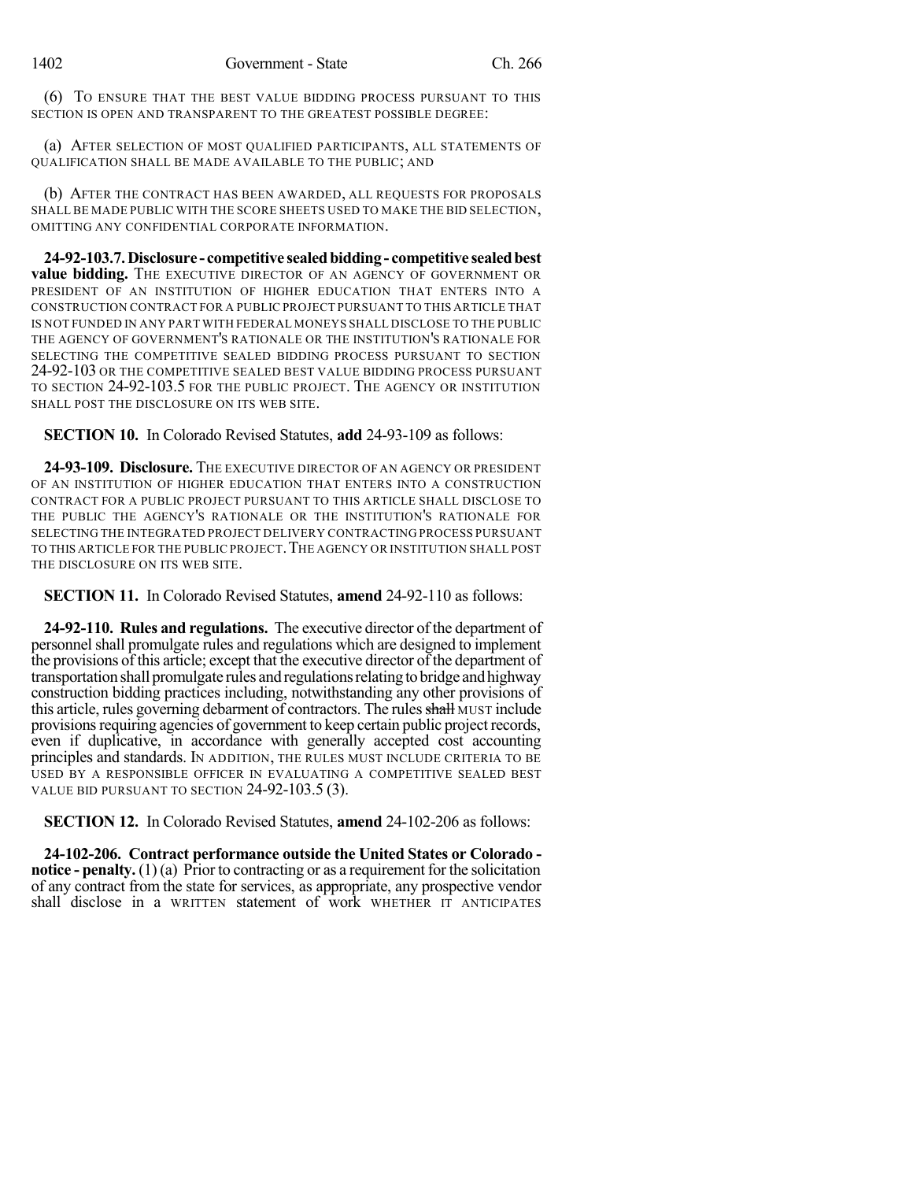(6) TO ENSURE THAT THE BEST VALUE BIDDING PROCESS PURSUANT TO THIS SECTION IS OPEN AND TRANSPARENT TO THE GREATEST POSSIBLE DEGREE:

(a) AFTER SELECTION OF MOST QUALIFIED PARTICIPANTS, ALL STATEMENTS OF QUALIFICATION SHALL BE MADE AVAILABLE TO THE PUBLIC; AND

(b) AFTER THE CONTRACT HAS BEEN AWARDED, ALL REQUESTS FOR PROPOSALS SHALL BE MADE PUBLIC WITH THE SCORE SHEETS USED TO MAKE THE BID SELECTION, OMITTING ANY CONFIDENTIAL CORPORATE INFORMATION.

**24-92-103.7. Disclosure - competitive sealed bidding - competitive sealed best value bidding.** THE EXECUTIVE DIRECTOR OF AN AGENCY OF GOVERNMENT OR PRESIDENT OF AN INSTITUTION OF HIGHER EDUCATION THAT ENTERS INTO A CONSTRUCTION CONTRACT FOR A PUBLIC PROJECT PURSUANT TO THIS ARTICLE THAT IS NOT FUNDED IN ANY PART WITH FEDERAL MONEYS SHALL DISCLOSE TO THE PUBLIC THE AGENCY OF GOVERNMENT'S RATIONALE OR THE INSTITUTION'S RATIONALE FOR SELECTING THE COMPETITIVE SEALED BIDDING PROCESS PURSUANT TO SECTION 24-92-103 OR THE COMPETITIVE SEALED BEST VALUE BIDDING PROCESS PURSUANT TO SECTION 24-92-103.5 FOR THE PUBLIC PROJECT. THE AGENCY OR INSTITUTION SHALL POST THE DISCLOSURE ON ITS WEB SITE.

**SECTION 10.** In Colorado Revised Statutes, **add** 24-93-109 as follows:

**24-93-109. Disclosure.** THE EXECUTIVE DIRECTOR OF AN AGENCY OR PRESIDENT OF AN INSTITUTION OF HIGHER EDUCATION THAT ENTERS INTO A CONSTRUCTION CONTRACT FOR A PUBLIC PROJECT PURSUANT TO THIS ARTICLE SHALL DISCLOSE TO THE PUBLIC THE AGENCY'S RATIONALE OR THE INSTITUTION'S RATIONALE FOR SELECTING THE INTEGRATED PROJECT DELIVERY CONTRACTING PROCESS PURSUANT TO THIS ARTICLE FOR THE PUBLIC PROJECT. THE AGENCY OR INSTITUTION SHALL POST THE DISCLOSURE ON ITS WEB SITE.

**SECTION 11.** In Colorado Revised Statutes, **amend** 24-92-110 as follows:

**24-92-110. Rules and regulations.** The executive director of the department of personnel shall promulgate rules and regulations which are designed to implement the provisions of this article; except that the executive director of the department of transportation shall promulgate rules and regulations relating to bridge and highway construction bidding practices including, notwithstanding any other provisions of this article, rules governing debarment of contractors. The rules ~~shall~~ MUST include provisions requiring agencies of government to keep certain public project records, even if duplicative, in accordance with generally accepted cost accounting principles and standards. IN ADDITION, THE RULES MUST INCLUDE CRITERIA TO BE USED BY A RESPONSIBLE OFFICER IN EVALUATING A COMPETITIVE SEALED BEST VALUE BID PURSUANT TO SECTION 24-92-103.5 (3).

**SECTION 12.** In Colorado Revised Statutes, **amend** 24-102-206 as follows:

**24-102-206. Contract performance outside the United States or Colorado - notice - penalty.** (1) (a) Prior to contracting or as a requirement for the solicitation of any contract from the state for services, as appropriate, any prospective vendor shall disclose in a WRITTEN statement of work WHETHER IT ANTICIPATES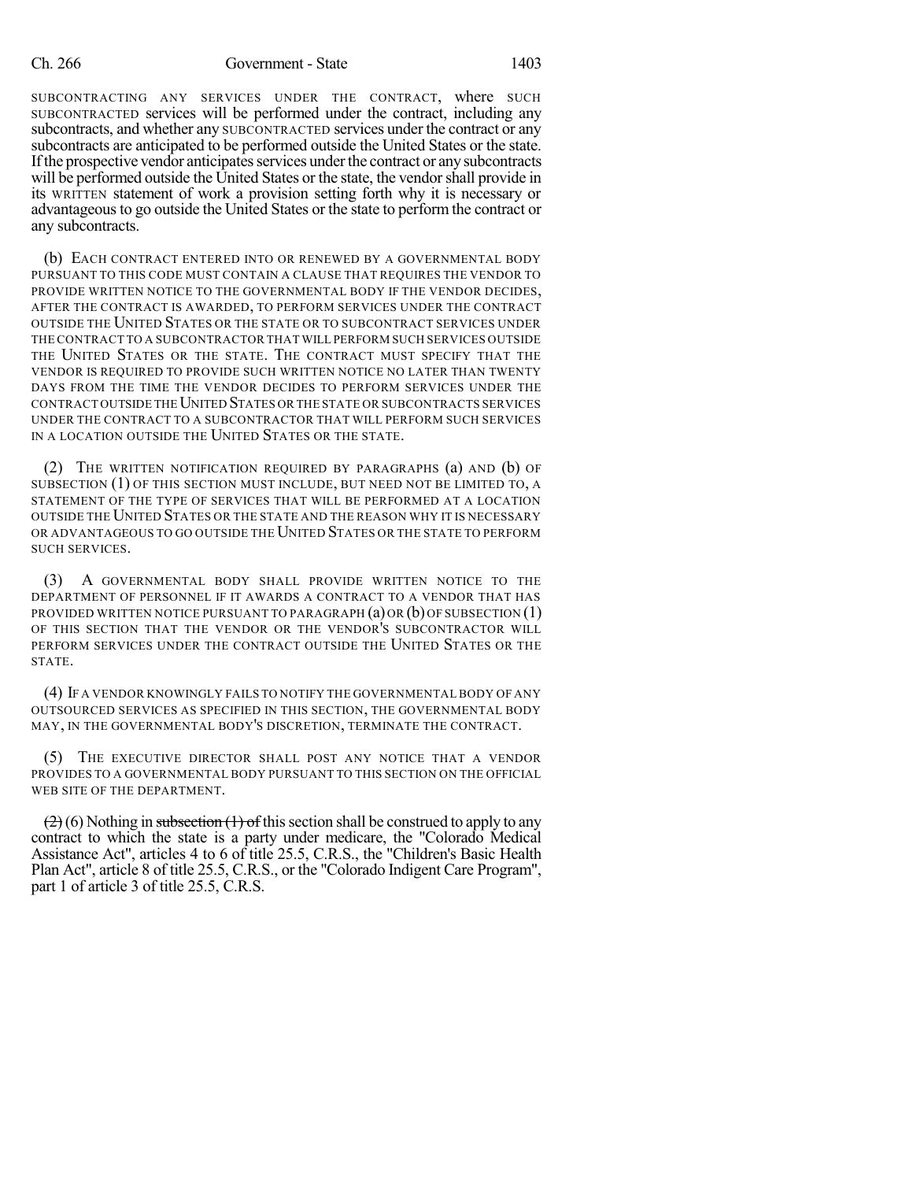SUBCONTRACTING ANY SERVICES UNDER THE CONTRACT, where SUCH SUBCONTRACTED services will be performed under the contract, including any subcontracts, and whether any SUBCONTRACTED services under the contract or any subcontracts are anticipated to be performed outside the United States or the state. If the prospective vendor anticipates services under the contract or any subcontracts will be performed outside the United States or the state, the vendor shall provide in its WRITTEN statement of work a provision setting forth why it is necessary or advantageous to go outside the United States or the state to perform the contract or any subcontracts.

(b) EACH CONTRACT ENTERED INTO OR RENEWED BY A GOVERNMENTAL BODY PURSUANT TO THIS CODE MUST CONTAIN A CLAUSE THAT REQUIRES THE VENDOR TO PROVIDE WRITTEN NOTICE TO THE GOVERNMENTAL BODY IF THE VENDOR DECIDES, AFTER THE CONTRACT IS AWARDED, TO PERFORM SERVICES UNDER THE CONTRACT OUTSIDE THE UNITED STATES OR THE STATE OR TO SUBCONTRACT SERVICES UNDER THE CONTRACT TO A SUBCONTRACTOR THAT WILL PERFORM SUCH SERVICES OUTSIDE THE UNITED STATES OR THE STATE. THE CONTRACT MUST SPECIFY THAT THE VENDOR IS REQUIRED TO PROVIDE SUCH WRITTEN NOTICE NO LATER THAN TWENTY DAYS FROM THE TIME THE VENDOR DECIDES TO PERFORM SERVICES UNDER THE CONTRACT OUTSIDE THE UNITED STATES OR THE STATE OR SUBCONTRACTS SERVICES UNDER THE CONTRACT TO A SUBCONTRACTOR THAT WILL PERFORM SUCH SERVICES IN A LOCATION OUTSIDE THE UNITED STATES OR THE STATE.

(2) THE WRITTEN NOTIFICATION REQUIRED BY PARAGRAPHS (a) AND (b) OF SUBSECTION (1) OF THIS SECTION MUST INCLUDE, BUT NEED NOT BE LIMITED TO, A STATEMENT OF THE TYPE OF SERVICES THAT WILL BE PERFORMED AT A LOCATION OUTSIDE THE UNITED STATES OR THE STATE AND THE REASON WHY IT IS NECESSARY OR ADVANTAGEOUS TO GO OUTSIDE THE UNITED STATES OR THE STATE TO PERFORM SUCH SERVICES.

(3) A GOVERNMENTAL BODY SHALL PROVIDE WRITTEN NOTICE TO THE DEPARTMENT OF PERSONNEL IF IT AWARDS A CONTRACT TO A VENDOR THAT HAS PROVIDED WRITTEN NOTICE PURSUANT TO PARAGRAPH (a) OR (b) OF SUBSECTION (1) OF THIS SECTION THAT THE VENDOR OR THE VENDOR'S SUBCONTRACTOR WILL PERFORM SERVICES UNDER THE CONTRACT OUTSIDE THE UNITED STATES OR THE STATE.

(4) IF A VENDOR KNOWINGLY FAILS TO NOTIFY THE GOVERNMENTAL BODY OF ANY OUTSOURCED SERVICES AS SPECIFIED IN THIS SECTION, THE GOVERNMENTAL BODY MAY, IN THE GOVERNMENTAL BODY'S DISCRETION, TERMINATE THE CONTRACT.

(5) THE EXECUTIVE DIRECTOR SHALL POST ANY NOTICE THAT A VENDOR PROVIDES TO A GOVERNMENTAL BODY PURSUANT TO THIS SECTION ON THE OFFICIAL WEB SITE OF THE DEPARTMENT.

~~(2)~~ (6) Nothing in ~~subsection (1) of~~ this section shall be construed to apply to any contract to which the state is a party under medicare, the "Colorado Medical Assistance Act", articles 4 to 6 of title 25.5, C.R.S., the "Children's Basic Health Plan Act", article 8 of title 25.5, C.R.S., or the "Colorado Indigent Care Program", part 1 of article 3 of title 25.5, C.R.S.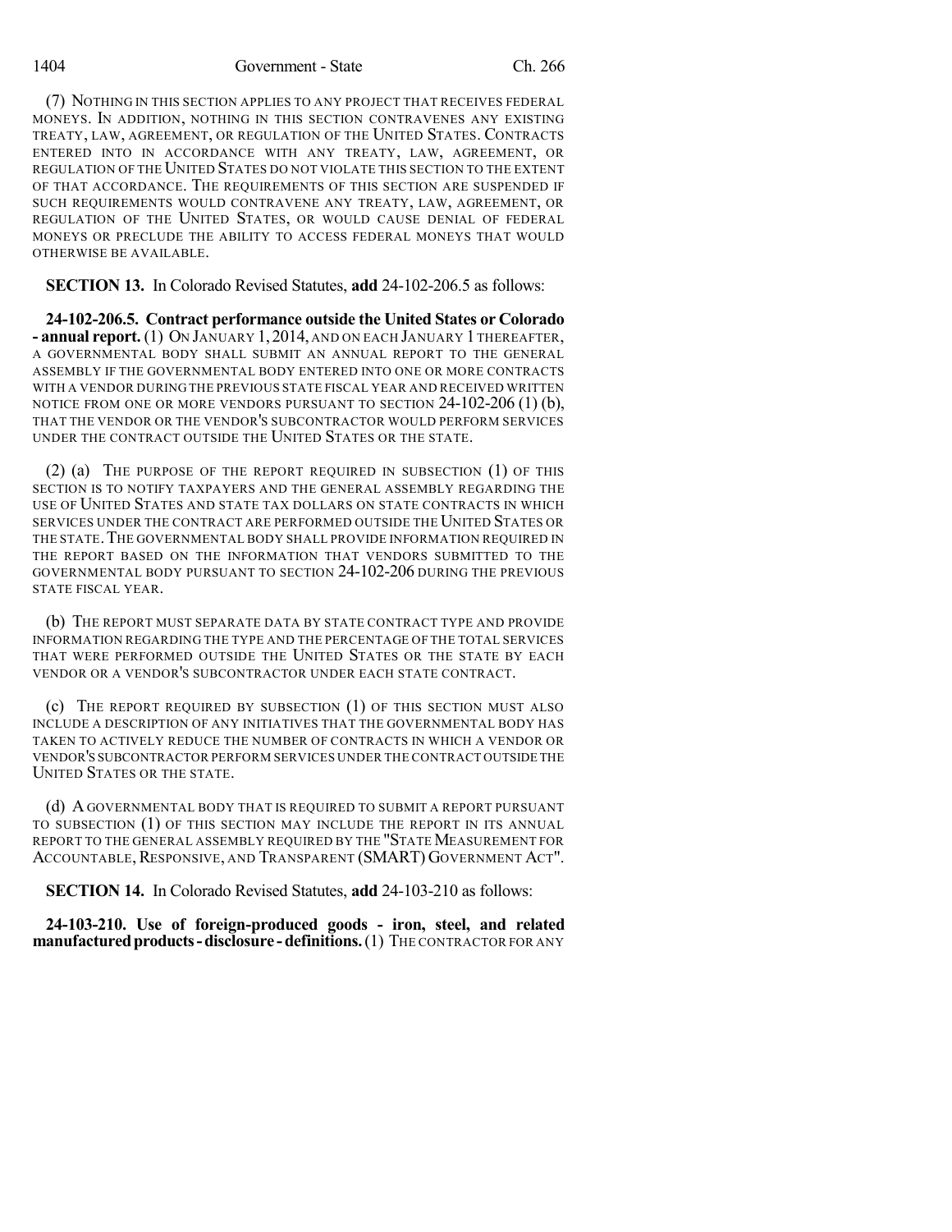(7) NOTHING IN THIS SECTION APPLIES TO ANY PROJECT THAT RECEIVES FEDERAL MONEYS. IN ADDITION, NOTHING IN THIS SECTION CONTRAVENES ANY EXISTING TREATY, LAW, AGREEMENT, OR REGULATION OF THE UNITED STATES. CONTRACTS ENTERED INTO IN ACCORDANCE WITH ANY TREATY, LAW, AGREEMENT, OR REGULATION OF THE UNITED STATES DO NOT VIOLATE THIS SECTION TO THE EXTENT OF THAT ACCORDANCE. THE REQUIREMENTS OF THIS SECTION ARE SUSPENDED IF SUCH REQUIREMENTS WOULD CONTRAVENE ANY TREATY, LAW, AGREEMENT, OR REGULATION OF THE UNITED STATES, OR WOULD CAUSE DENIAL OF FEDERAL MONEYS OR PRECLUDE THE ABILITY TO ACCESS FEDERAL MONEYS THAT WOULD OTHERWISE BE AVAILABLE.

**SECTION 13.** In Colorado Revised Statutes, **add** 24-102-206.5 as follows:

**24-102-206.5. Contract performance outside the United States or Colorado - annual report.** (1) ON JANUARY 1, 2014, AND ON EACH JANUARY 1 THEREAFTER, A GOVERNMENTAL BODY SHALL SUBMIT AN ANNUAL REPORT TO THE GENERAL ASSEMBLY IF THE GOVERNMENTAL BODY ENTERED INTO ONE OR MORE CONTRACTS WITH A VENDOR DURING THE PREVIOUS STATE FISCAL YEAR AND RECEIVED WRITTEN NOTICE FROM ONE OR MORE VENDORS PURSUANT TO SECTION 24-102-206 (1) (b), THAT THE VENDOR OR THE VENDOR'S SUBCONTRACTOR WOULD PERFORM SERVICES UNDER THE CONTRACT OUTSIDE THE UNITED STATES OR THE STATE.

(2) (a) THE PURPOSE OF THE REPORT REQUIRED IN SUBSECTION (1) OF THIS SECTION IS TO NOTIFY TAXPAYERS AND THE GENERAL ASSEMBLY REGARDING THE USE OF UNITED STATES AND STATE TAX DOLLARS ON STATE CONTRACTS IN WHICH SERVICES UNDER THE CONTRACT ARE PERFORMED OUTSIDE THE UNITED STATES OR THE STATE. THE GOVERNMENTAL BODY SHALL PROVIDE INFORMATION REQUIRED IN THE REPORT BASED ON THE INFORMATION THAT VENDORS SUBMITTED TO THE GOVERNMENTAL BODY PURSUANT TO SECTION 24-102-206 DURING THE PREVIOUS STATE FISCAL YEAR.

(b) THE REPORT MUST SEPARATE DATA BY STATE CONTRACT TYPE AND PROVIDE INFORMATION REGARDING THE TYPE AND THE PERCENTAGE OF THE TOTAL SERVICES THAT WERE PERFORMED OUTSIDE THE UNITED STATES OR THE STATE BY EACH VENDOR OR A VENDOR'S SUBCONTRACTOR UNDER EACH STATE CONTRACT.

(c) THE REPORT REQUIRED BY SUBSECTION (1) OF THIS SECTION MUST ALSO INCLUDE A DESCRIPTION OF ANY INITIATIVES THAT THE GOVERNMENTAL BODY HAS TAKEN TO ACTIVELY REDUCE THE NUMBER OF CONTRACTS IN WHICH A VENDOR OR VENDOR'S SUBCONTRACTOR PERFORM SERVICES UNDER THE CONTRACT OUTSIDE THE UNITED STATES OR THE STATE.

(d) A GOVERNMENTAL BODY THAT IS REQUIRED TO SUBMIT A REPORT PURSUANT TO SUBSECTION (1) OF THIS SECTION MAY INCLUDE THE REPORT IN ITS ANNUAL REPORT TO THE GENERAL ASSEMBLY REQUIRED BY THE "STATE MEASUREMENT FOR ACCOUNTABLE, RESPONSIVE, AND TRANSPARENT (SMART) GOVERNMENT ACT".

**SECTION 14.** In Colorado Revised Statutes, **add** 24-103-210 as follows:

**24-103-210. Use of foreign-produced goods - iron, steel, and related manufactured products - disclosure - definitions.** (1) THE CONTRACTOR FOR ANY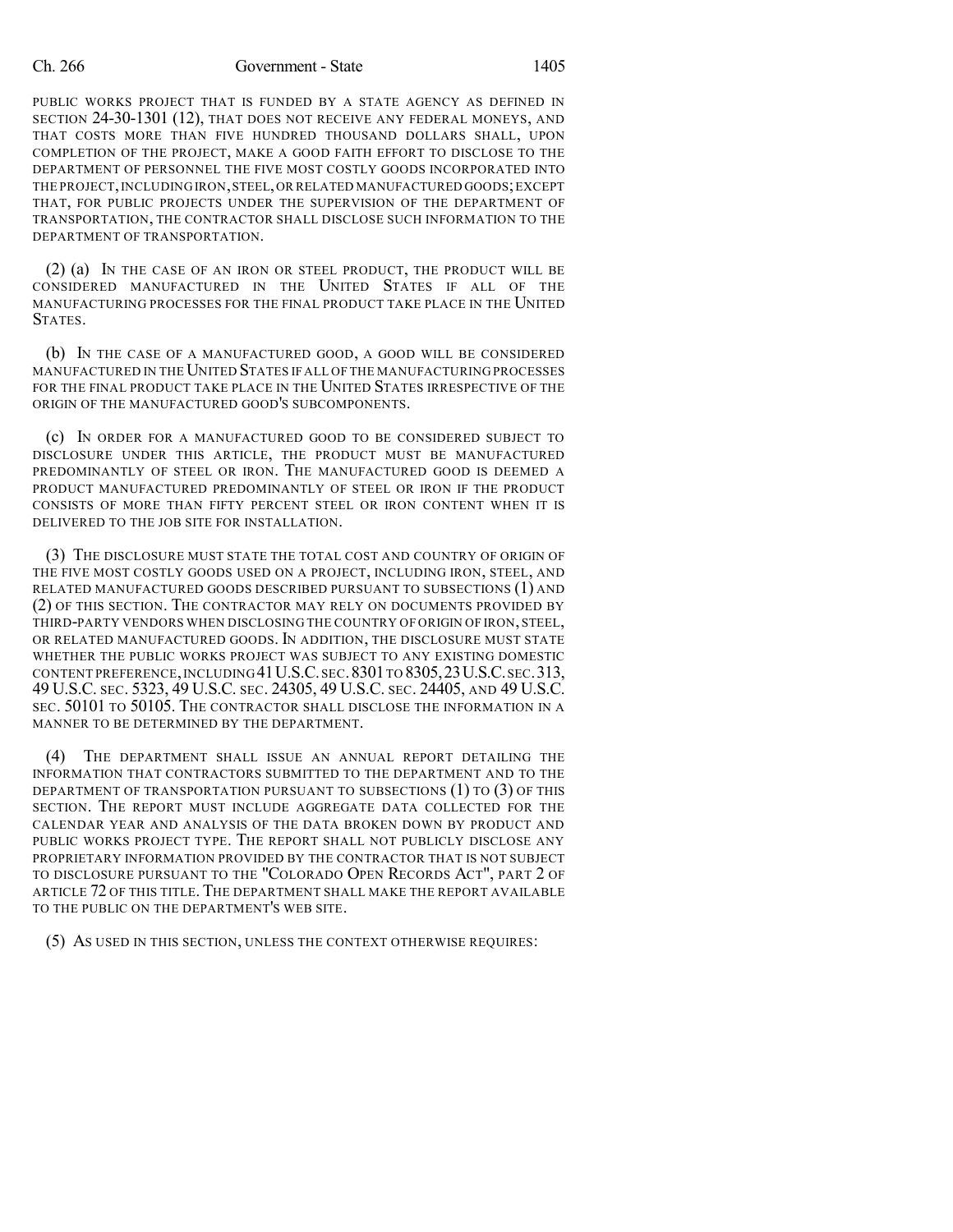PUBLIC WORKS PROJECT THAT IS FUNDED BY A STATE AGENCY AS DEFINED IN SECTION 24-30-1301 (12), THAT DOES NOT RECEIVE ANY FEDERAL MONEYS, AND THAT COSTS MORE THAN FIVE HUNDRED THOUSAND DOLLARS SHALL, UPON COMPLETION OF THE PROJECT, MAKE A GOOD FAITH EFFORT TO DISCLOSE TO THE DEPARTMENT OF PERSONNEL THE FIVE MOST COSTLY GOODS INCORPORATED INTO THE PROJECT, INCLUDING IRON, STEEL, OR RELATED MANUFACTURED GOODS; EXCEPT THAT, FOR PUBLIC PROJECTS UNDER THE SUPERVISION OF THE DEPARTMENT OF TRANSPORTATION, THE CONTRACTOR SHALL DISCLOSE SUCH INFORMATION TO THE DEPARTMENT OF TRANSPORTATION.

(2) (a) IN THE CASE OF AN IRON OR STEEL PRODUCT, THE PRODUCT WILL BE CONSIDERED MANUFACTURED IN THE UNITED STATES IF ALL OF THE MANUFACTURING PROCESSES FOR THE FINAL PRODUCT TAKE PLACE IN THE UNITED STATES.

(b) IN THE CASE OF A MANUFACTURED GOOD, A GOOD WILL BE CONSIDERED MANUFACTURED IN THE UNITED STATES IF ALL OF THE MANUFACTURING PROCESSES FOR THE FINAL PRODUCT TAKE PLACE IN THE UNITED STATES IRRESPECTIVE OF THE ORIGIN OF THE MANUFACTURED GOOD'S SUBCOMPONENTS.

(c) IN ORDER FOR A MANUFACTURED GOOD TO BE CONSIDERED SUBJECT TO DISCLOSURE UNDER THIS ARTICLE, THE PRODUCT MUST BE MANUFACTURED PREDOMINANTLY OF STEEL OR IRON. THE MANUFACTURED GOOD IS DEEMED A PRODUCT MANUFACTURED PREDOMINANTLY OF STEEL OR IRON IF THE PRODUCT CONSISTS OF MORE THAN FIFTY PERCENT STEEL OR IRON CONTENT WHEN IT IS DELIVERED TO THE JOB SITE FOR INSTALLATION.

(3) THE DISCLOSURE MUST STATE THE TOTAL COST AND COUNTRY OF ORIGIN OF THE FIVE MOST COSTLY GOODS USED ON A PROJECT, INCLUDING IRON, STEEL, AND RELATED MANUFACTURED GOODS DESCRIBED PURSUANT TO SUBSECTIONS (1) AND (2) OF THIS SECTION. THE CONTRACTOR MAY RELY ON DOCUMENTS PROVIDED BY THIRD-PARTY VENDORS WHEN DISCLOSING THE COUNTRY OF ORIGIN OF IRON, STEEL, OR RELATED MANUFACTURED GOODS. IN ADDITION, THE DISCLOSURE MUST STATE WHETHER THE PUBLIC WORKS PROJECT WAS SUBJECT TO ANY EXISTING DOMESTIC CONTENT PREFERENCE, INCLUDING 41 U.S.C. SEC. 8301 TO 8305, 23 U.S.C. SEC. 313, 49 U.S.C. SEC. 5323, 49 U.S.C. SEC. 24305, 49 U.S.C. SEC. 24405, AND 49 U.S.C. SEC. 50101 TO 50105. THE CONTRACTOR SHALL DISCLOSE THE INFORMATION IN A MANNER TO BE DETERMINED BY THE DEPARTMENT.

(4) THE DEPARTMENT SHALL ISSUE AN ANNUAL REPORT DETAILING THE INFORMATION THAT CONTRACTORS SUBMITTED TO THE DEPARTMENT AND TO THE DEPARTMENT OF TRANSPORTATION PURSUANT TO SUBSECTIONS (1) TO (3) OF THIS SECTION. THE REPORT MUST INCLUDE AGGREGATE DATA COLLECTED FOR THE CALENDAR YEAR AND ANALYSIS OF THE DATA BROKEN DOWN BY PRODUCT AND PUBLIC WORKS PROJECT TYPE. THE REPORT SHALL NOT PUBLICLY DISCLOSE ANY PROPRIETARY INFORMATION PROVIDED BY THE CONTRACTOR THAT IS NOT SUBJECT TO DISCLOSURE PURSUANT TO THE "COLORADO OPEN RECORDS ACT", PART 2 OF ARTICLE 72 OF THIS TITLE. THE DEPARTMENT SHALL MAKE THE REPORT AVAILABLE TO THE PUBLIC ON THE DEPARTMENT'S WEB SITE.

(5) AS USED IN THIS SECTION, UNLESS THE CONTEXT OTHERWISE REQUIRES: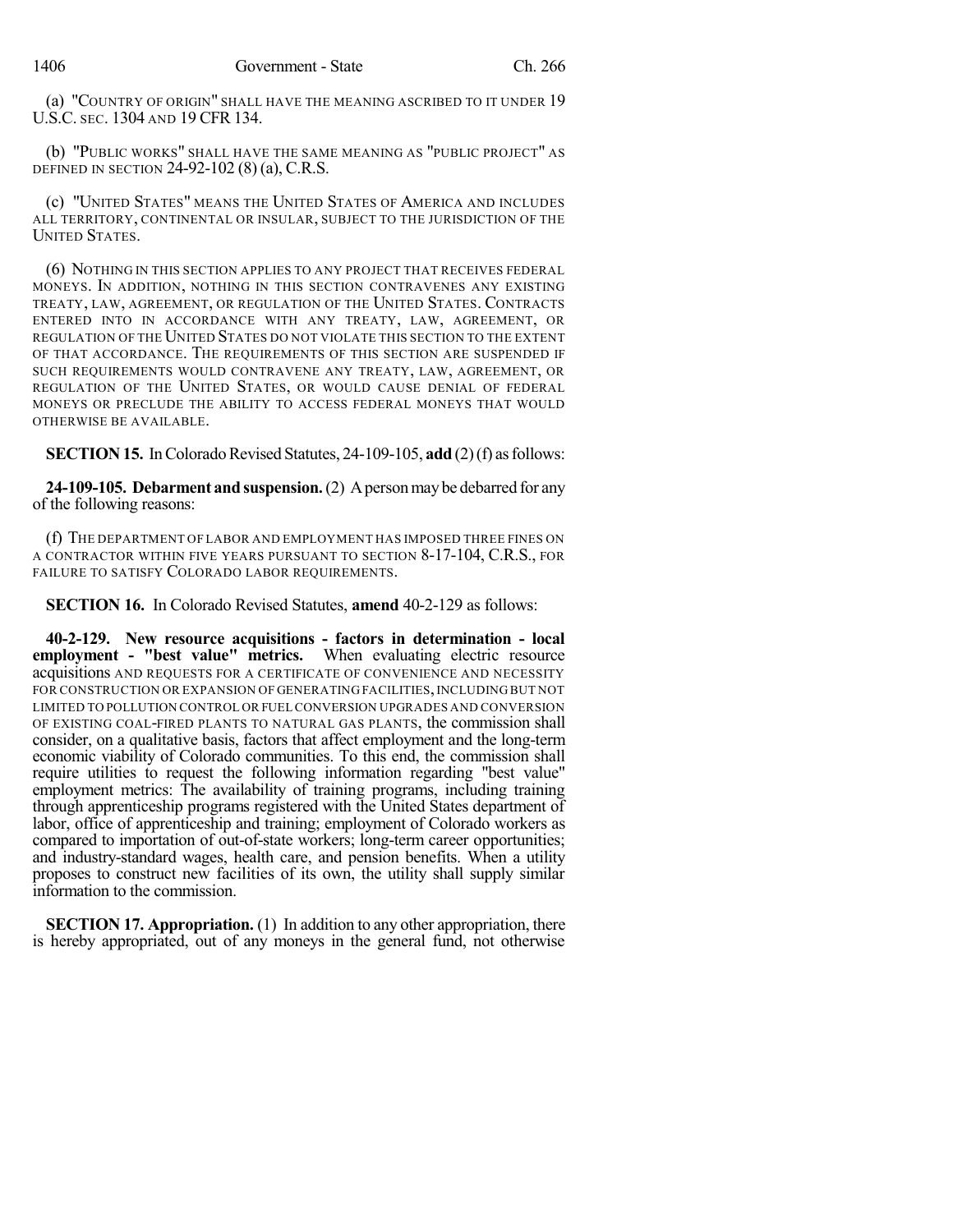(a) "COUNTRY OF ORIGIN" SHALL HAVE THE MEANING ASCRIBED TO IT UNDER 19 U.S.C. SEC. 1304 AND 19 CFR 134.

(b) "PUBLIC WORKS" SHALL HAVE THE SAME MEANING AS "PUBLIC PROJECT" AS DEFINED IN SECTION 24-92-102 (8) (a), C.R.S.

(c) "UNITED STATES" MEANS THE UNITED STATES OF AMERICA AND INCLUDES ALL TERRITORY, CONTINENTAL OR INSULAR, SUBJECT TO THE JURISDICTION OF THE UNITED STATES.

(6) NOTHING IN THIS SECTION APPLIES TO ANY PROJECT THAT RECEIVES FEDERAL MONEYS. IN ADDITION, NOTHING IN THIS SECTION CONTRAVENES ANY EXISTING TREATY, LAW, AGREEMENT, OR REGULATION OF THE UNITED STATES. CONTRACTS ENTERED INTO IN ACCORDANCE WITH ANY TREATY, LAW, AGREEMENT, OR REGULATION OF THE UNITED STATES DO NOT VIOLATE THIS SECTION TO THE EXTENT OF THAT ACCORDANCE. THE REQUIREMENTS OF THIS SECTION ARE SUSPENDED IF SUCH REQUIREMENTS WOULD CONTRAVENE ANY TREATY, LAW, AGREEMENT, OR REGULATION OF THE UNITED STATES, OR WOULD CAUSE DENIAL OF FEDERAL MONEYS OR PRECLUDE THE ABILITY TO ACCESS FEDERAL MONEYS THAT WOULD OTHERWISE BE AVAILABLE.

**SECTION 15.** In Colorado Revised Statutes, 24-109-105, **add** (2) (f) as follows:

**24-109-105. Debarment and suspension.** (2) A person may be debarred for any of the following reasons:

(f) THE DEPARTMENT OF LABOR AND EMPLOYMENT HAS IMPOSED THREE FINES ON A CONTRACTOR WITHIN FIVE YEARS PURSUANT TO SECTION 8-17-104, C.R.S., FOR FAILURE TO SATISFY COLORADO LABOR REQUIREMENTS.

**SECTION 16.** In Colorado Revised Statutes, **amend** 40-2-129 as follows:

**40-2-129. New resource acquisitions - factors in determination - local employment - "best value" metrics.** When evaluating electric resource acquisitions AND REQUESTS FOR A CERTIFICATE OF CONVENIENCE AND NECESSITY FOR CONSTRUCTION OR EXPANSION OF GENERATING FACILITIES, INCLUDING BUT NOT LIMITED TO POLLUTION CONTROL OR FUEL CONVERSION UPGRADES AND CONVERSION OF EXISTING COAL-FIRED PLANTS TO NATURAL GAS PLANTS, the commission shall consider, on a qualitative basis, factors that affect employment and the long-term economic viability of Colorado communities. To this end, the commission shall require utilities to request the following information regarding "best value" employment metrics: The availability of training programs, including training through apprenticeship programs registered with the United States department of labor, office of apprenticeship and training; employment of Colorado workers as compared to importation of out-of-state workers; long-term career opportunities; and industry-standard wages, health care, and pension benefits. When a utility proposes to construct new facilities of its own, the utility shall supply similar information to the commission.

**SECTION 17. Appropriation.** (1) In addition to any other appropriation, there is hereby appropriated, out of any moneys in the general fund, not otherwise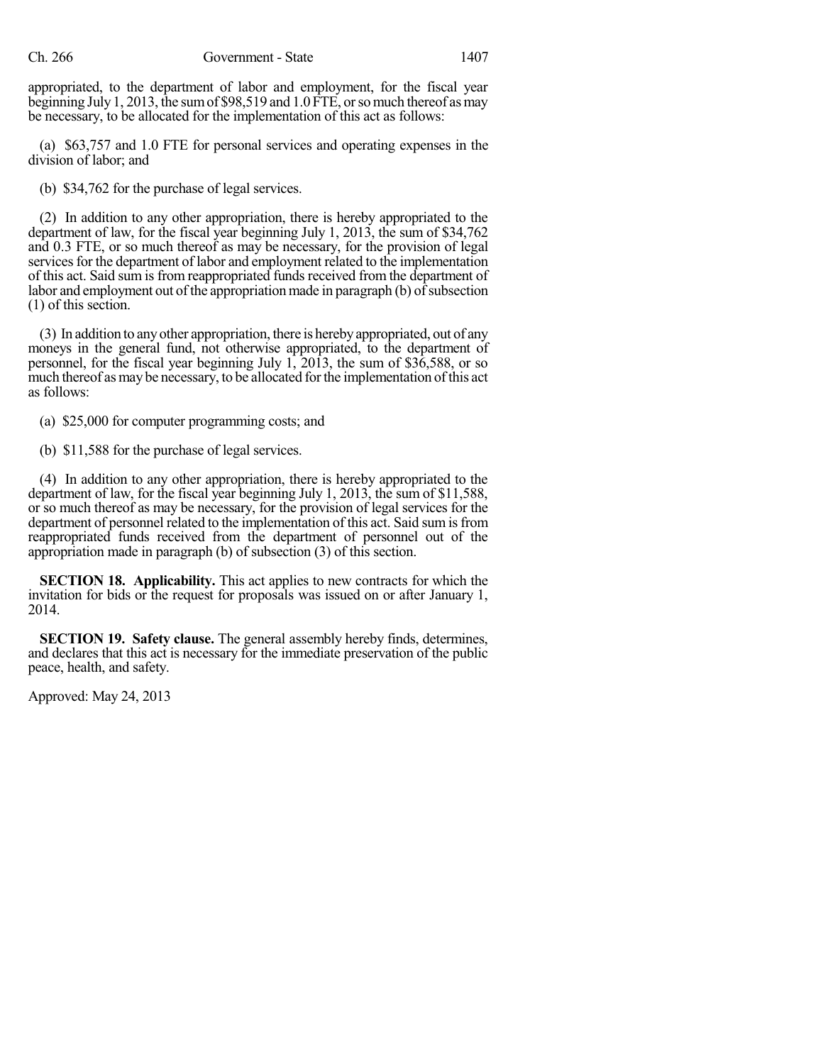appropriated, to the department of labor and employment, for the fiscal year beginning July 1, 2013, the sum of $98,519 and 1.0 FTE, or so much thereof as may be necessary, to be allocated for the implementation of this act as follows:

(a) $63,757 and 1.0 FTE for personal services and operating expenses in the division of labor; and

(b) $34,762 for the purchase of legal services.

(2) In addition to any other appropriation, there is hereby appropriated to the department of law, for the fiscal year beginning July 1, 2013, the sum of $34,762 and 0.3 FTE, or so much thereof as may be necessary, for the provision of legal services for the department of labor and employment related to the implementation of this act. Said sum is from reappropriated funds received from the department of labor and employment out of the appropriation made in paragraph (b) of subsection (1) of this section.

(3) In addition to any other appropriation, there is hereby appropriated, out of any moneys in the general fund, not otherwise appropriated, to the department of personnel, for the fiscal year beginning July 1, 2013, the sum of $36,588, or so much thereof as may be necessary, to be allocated for the implementation of this act as follows:

(a) $25,000 for computer programming costs; and

(b) $11,588 for the purchase of legal services.

(4) In addition to any other appropriation, there is hereby appropriated to the department of law, for the fiscal year beginning July 1, 2013, the sum of $11,588, or so much thereof as may be necessary, for the provision of legal services for the department of personnel related to the implementation of this act. Said sum is from reappropriated funds received from the department of personnel out of the appropriation made in paragraph (b) of subsection (3) of this section.

**SECTION 18. Applicability.** This act applies to new contracts for which the invitation for bids or the request for proposals was issued on or after January 1, 2014.

**SECTION 19. Safety clause.** The general assembly hereby finds, determines, and declares that this act is necessary for the immediate preservation of the public peace, health, and safety.

Approved: May 24, 2013